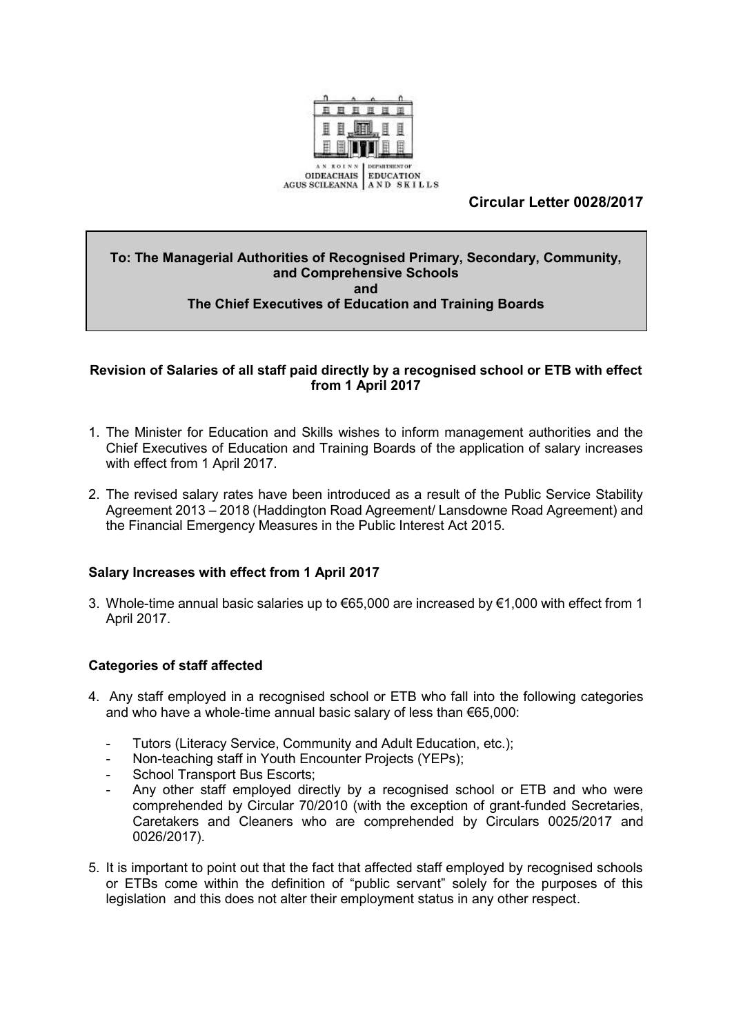AN ROINN OIDEACHAIS AGUS SCILEANNA | DEPARTMENT OF EDUCATION AND SKILLS

**Circular Letter 0028/2017**

**To: The Managerial Authorities of Recognised Primary, Secondary, Community, and Comprehensive Schools**
**and**
**The Chief Executives of Education and Training Boards**

**Revision of Salaries of all staff paid directly by a recognised school or ETB with effect from 1 April 2017**

1. The Minister for Education and Skills wishes to inform management authorities and the Chief Executives of Education and Training Boards of the application of salary increases with effect from 1 April 2017.

2. The revised salary rates have been introduced as a result of the Public Service Stability Agreement 2013 – 2018 (Haddington Road Agreement/ Lansdowne Road Agreement) and the Financial Emergency Measures in the Public Interest Act 2015.

### Salary Increases with effect from 1 April 2017

3. Whole-time annual basic salaries up to €65,000 are increased by €1,000 with effect from 1 April 2017.

### Categories of staff affected

4. Any staff employed in a recognised school or ETB who fall into the following categories and who have a whole-time annual basic salary of less than €65,000:

   - Tutors (Literacy Service, Community and Adult Education, etc.);
   - Non-teaching staff in Youth Encounter Projects (YEPs);
   - School Transport Bus Escorts;
   - Any other staff employed directly by a recognised school or ETB and who were comprehended by Circular 70/2010 (with the exception of grant-funded Secretaries, Caretakers and Cleaners who are comprehended by Circulars 0025/2017 and 0026/2017).

5. It is important to point out that the fact that affected staff employed by recognised schools or ETBs come within the definition of "public servant" solely for the purposes of this legislation and this does not alter their employment status in any other respect.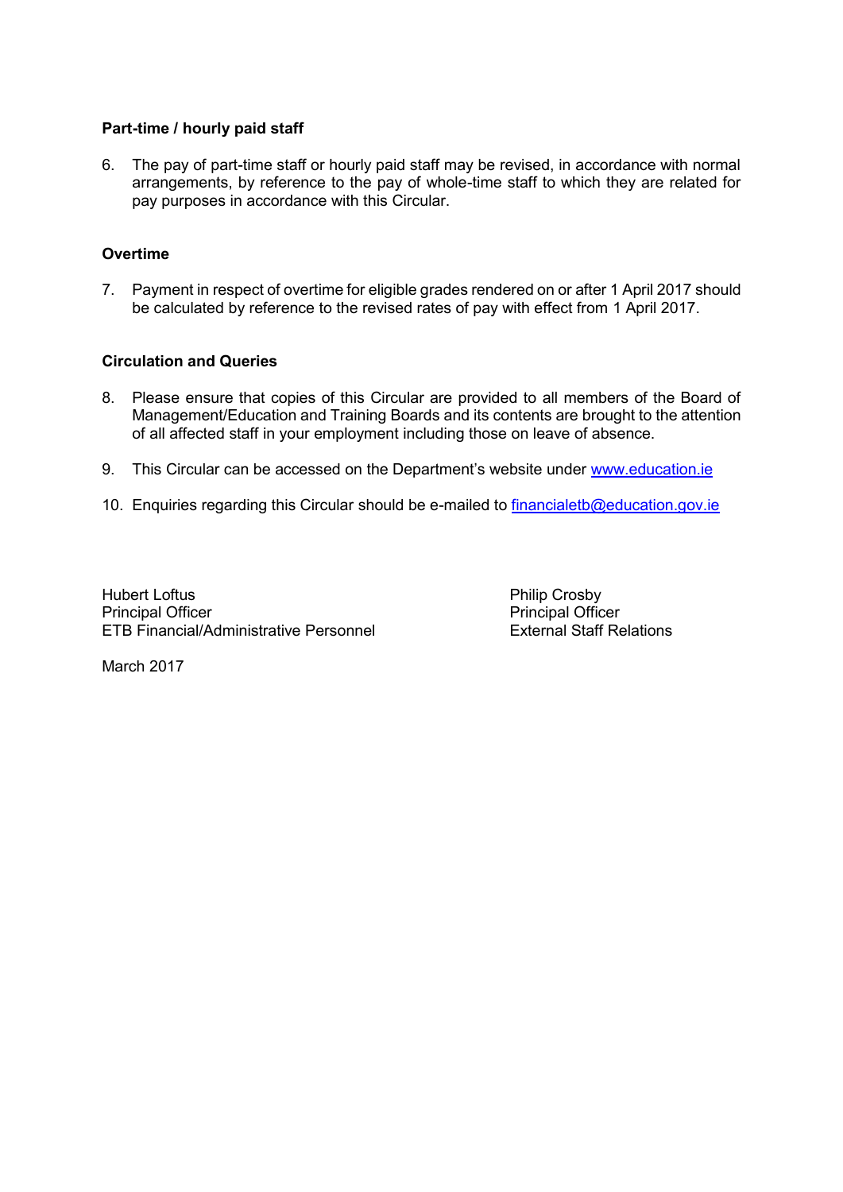### Part-time / hourly paid staff

6. The pay of part-time staff or hourly paid staff may be revised, in accordance with normal arrangements, by reference to the pay of whole-time staff to which they are related for pay purposes in accordance with this Circular.

### Overtime

7. Payment in respect of overtime for eligible grades rendered on or after 1 April 2017 should be calculated by reference to the revised rates of pay with effect from 1 April 2017.

### Circulation and Queries

8. Please ensure that copies of this Circular are provided to all members of the Board of Management/Education and Training Boards and its contents are brought to the attention of all affected staff in your employment including those on leave of absence.

9. This Circular can be accessed on the Department's website under www.education.ie

10. Enquiries regarding this Circular should be e-mailed to financialetb@education.gov.ie

Hubert Loftus
Principal Officer
ETB Financial/Administrative Personnel

Philip Crosby
Principal Officer
External Staff Relations

March 2017